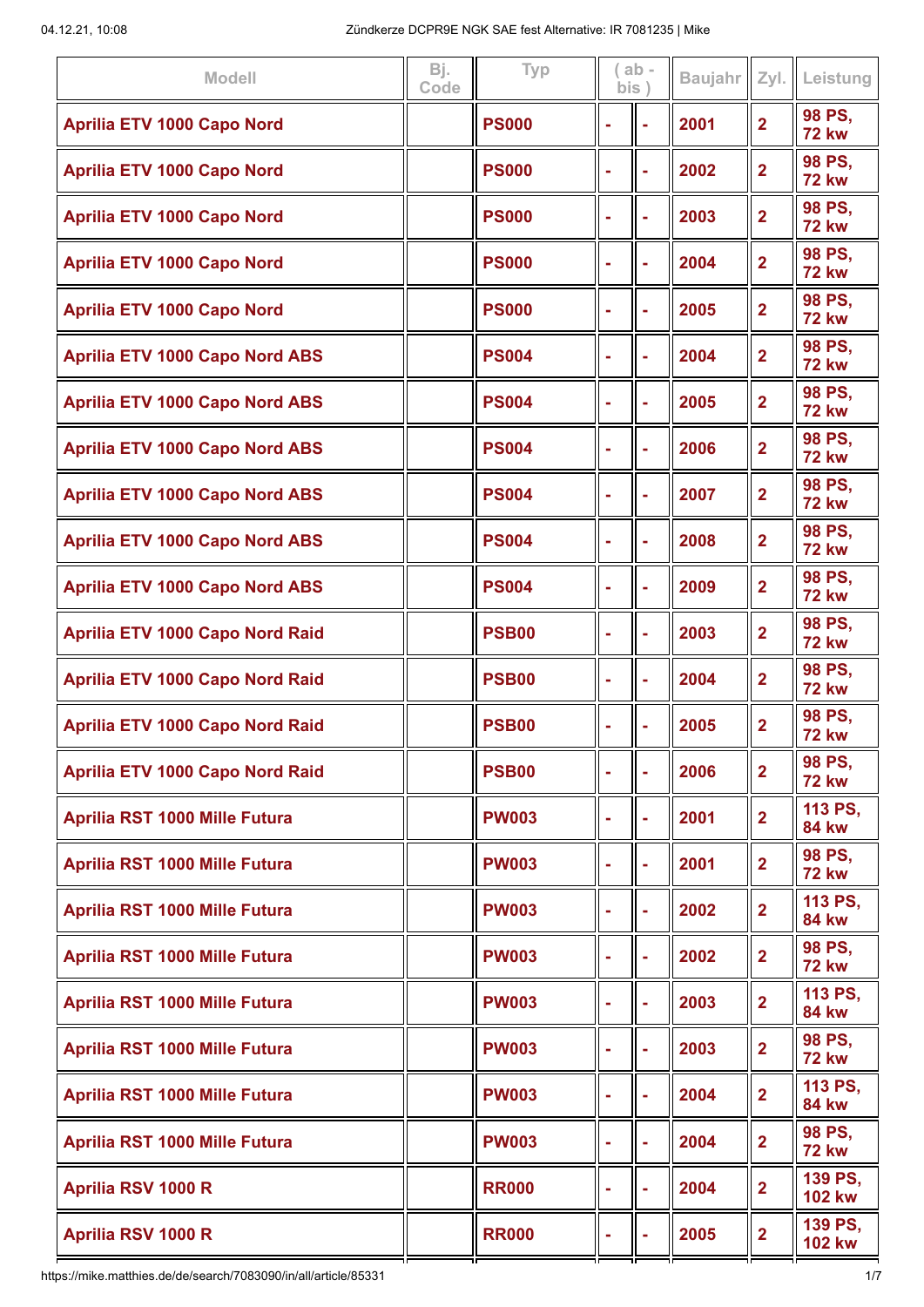| Modell | Bj. Code | Typ | ( ab - | bis ) | Baujahr | Zyl. | Leistung |
|---|---|---|---|---|---|---|---|
| Aprilia ETV 1000 Capo Nord | | PS000 | - | - | 2001 | 2 | 98 PS, 72 kw |
| Aprilia ETV 1000 Capo Nord | | PS000 | - | - | 2002 | 2 | 98 PS, 72 kw |
| Aprilia ETV 1000 Capo Nord | | PS000 | - | - | 2003 | 2 | 98 PS, 72 kw |
| Aprilia ETV 1000 Capo Nord | | PS000 | - | - | 2004 | 2 | 98 PS, 72 kw |
| Aprilia ETV 1000 Capo Nord | | PS000 | - | - | 2005 | 2 | 98 PS, 72 kw |
| Aprilia ETV 1000 Capo Nord ABS | | PS004 | - | - | 2004 | 2 | 98 PS, 72 kw |
| Aprilia ETV 1000 Capo Nord ABS | | PS004 | - | - | 2005 | 2 | 98 PS, 72 kw |
| Aprilia ETV 1000 Capo Nord ABS | | PS004 | - | - | 2006 | 2 | 98 PS, 72 kw |
| Aprilia ETV 1000 Capo Nord ABS | | PS004 | - | - | 2007 | 2 | 98 PS, 72 kw |
| Aprilia ETV 1000 Capo Nord ABS | | PS004 | - | - | 2008 | 2 | 98 PS, 72 kw |
| Aprilia ETV 1000 Capo Nord ABS | | PS004 | - | - | 2009 | 2 | 98 PS, 72 kw |
| Aprilia ETV 1000 Capo Nord Raid | | PSB00 | - | - | 2003 | 2 | 98 PS, 72 kw |
| Aprilia ETV 1000 Capo Nord Raid | | PSB00 | - | - | 2004 | 2 | 98 PS, 72 kw |
| Aprilia ETV 1000 Capo Nord Raid | | PSB00 | - | - | 2005 | 2 | 98 PS, 72 kw |
| Aprilia ETV 1000 Capo Nord Raid | | PSB00 | - | - | 2006 | 2 | 98 PS, 72 kw |
| Aprilia RST 1000 Mille Futura | | PW003 | - | - | 2001 | 2 | 113 PS, 84 kw |
| Aprilia RST 1000 Mille Futura | | PW003 | - | - | 2001 | 2 | 98 PS, 72 kw |
| Aprilia RST 1000 Mille Futura | | PW003 | - | - | 2002 | 2 | 113 PS, 84 kw |
| Aprilia RST 1000 Mille Futura | | PW003 | - | - | 2002 | 2 | 98 PS, 72 kw |
| Aprilia RST 1000 Mille Futura | | PW003 | - | - | 2003 | 2 | 113 PS, 84 kw |
| Aprilia RST 1000 Mille Futura | | PW003 | - | - | 2003 | 2 | 98 PS, 72 kw |
| Aprilia RST 1000 Mille Futura | | PW003 | - | - | 2004 | 2 | 113 PS, 84 kw |
| Aprilia RST 1000 Mille Futura | | PW003 | - | - | 2004 | 2 | 98 PS, 72 kw |
| Aprilia RSV 1000 R | | RR000 | - | - | 2004 | 2 | 139 PS, 102 kw |
| Aprilia RSV 1000 R | | RR000 | - | - | 2005 | 2 | 139 PS, 102 kw |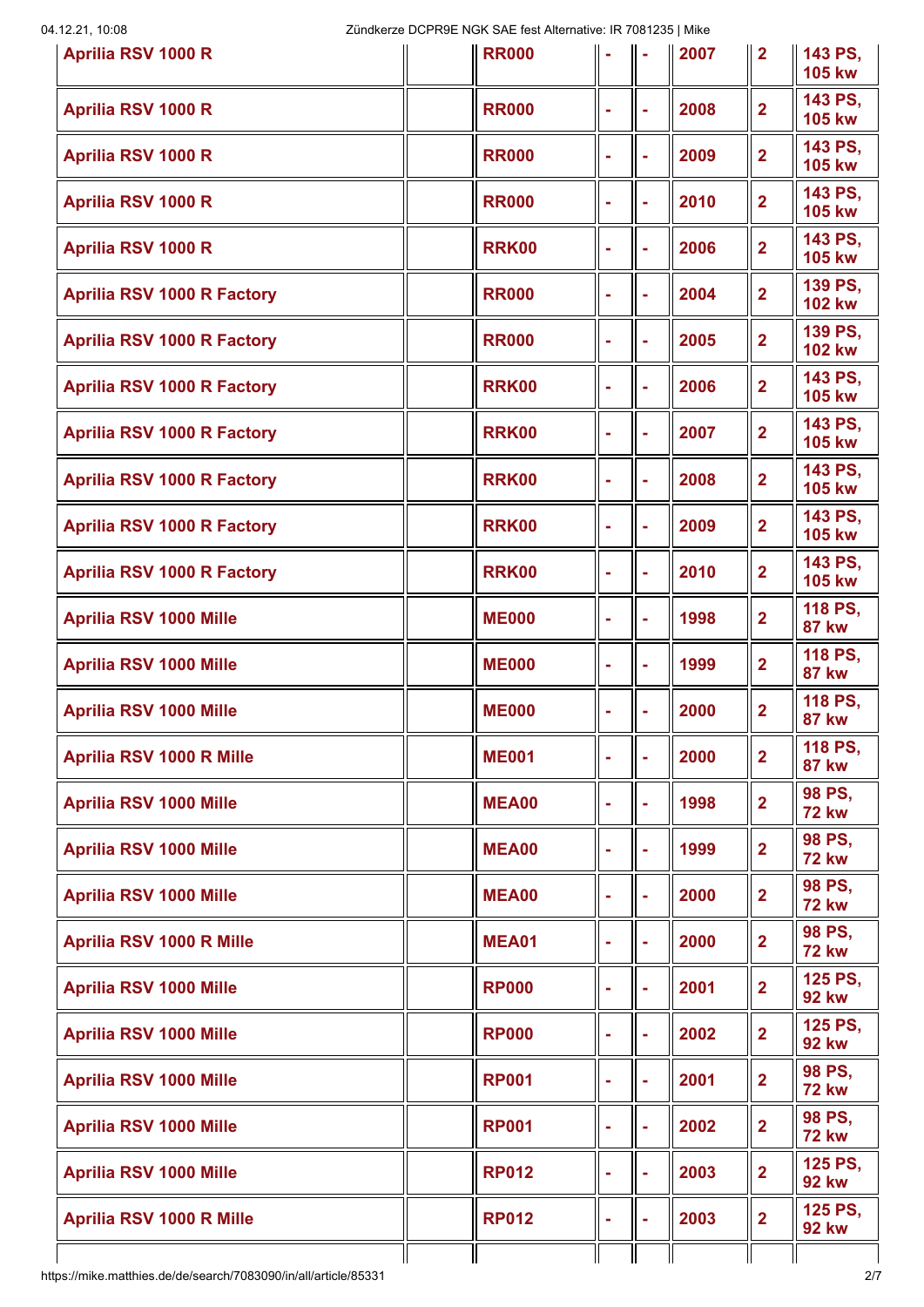| | | | | | | | |
|---|---|---|---|---|---|---|---|
| Aprilia RSV 1000 R | | RR000 | - | - | 2007 | 2 | 143 PS, 105 kw |
| Aprilia RSV 1000 R | | RR000 | - | - | 2008 | 2 | 143 PS, 105 kw |
| Aprilia RSV 1000 R | | RR000 | - | - | 2009 | 2 | 143 PS, 105 kw |
| Aprilia RSV 1000 R | | RR000 | - | - | 2010 | 2 | 143 PS, 105 kw |
| Aprilia RSV 1000 R | | RRK00 | - | - | 2006 | 2 | 143 PS, 105 kw |
| Aprilia RSV 1000 R Factory | | RR000 | - | - | 2004 | 2 | 139 PS, 102 kw |
| Aprilia RSV 1000 R Factory | | RR000 | - | - | 2005 | 2 | 139 PS, 102 kw |
| Aprilia RSV 1000 R Factory | | RRK00 | - | - | 2006 | 2 | 143 PS, 105 kw |
| Aprilia RSV 1000 R Factory | | RRK00 | - | - | 2007 | 2 | 143 PS, 105 kw |
| Aprilia RSV 1000 R Factory | | RRK00 | - | - | 2008 | 2 | 143 PS, 105 kw |
| Aprilia RSV 1000 R Factory | | RRK00 | - | - | 2009 | 2 | 143 PS, 105 kw |
| Aprilia RSV 1000 R Factory | | RRK00 | - | - | 2010 | 2 | 143 PS, 105 kw |
| Aprilia RSV 1000 Mille | | ME000 | - | - | 1998 | 2 | 118 PS, 87 kw |
| Aprilia RSV 1000 Mille | | ME000 | - | - | 1999 | 2 | 118 PS, 87 kw |
| Aprilia RSV 1000 Mille | | ME000 | - | - | 2000 | 2 | 118 PS, 87 kw |
| Aprilia RSV 1000 R Mille | | ME001 | - | - | 2000 | 2 | 118 PS, 87 kw |
| Aprilia RSV 1000 Mille | | MEA00 | - | - | 1998 | 2 | 98 PS, 72 kw |
| Aprilia RSV 1000 Mille | | MEA00 | - | - | 1999 | 2 | 98 PS, 72 kw |
| Aprilia RSV 1000 Mille | | MEA00 | - | - | 2000 | 2 | 98 PS, 72 kw |
| Aprilia RSV 1000 R Mille | | MEA01 | - | - | 2000 | 2 | 98 PS, 72 kw |
| Aprilia RSV 1000 Mille | | RP000 | - | - | 2001 | 2 | 125 PS, 92 kw |
| Aprilia RSV 1000 Mille | | RP000 | - | - | 2002 | 2 | 125 PS, 92 kw |
| Aprilia RSV 1000 Mille | | RP001 | - | - | 2001 | 2 | 98 PS, 72 kw |
| Aprilia RSV 1000 Mille | | RP001 | - | - | 2002 | 2 | 98 PS, 72 kw |
| Aprilia RSV 1000 Mille | | RP012 | - | - | 2003 | 2 | 125 PS, 92 kw |
| Aprilia RSV 1000 R Mille | | RP012 | - | - | 2003 | 2 | 125 PS, 92 kw |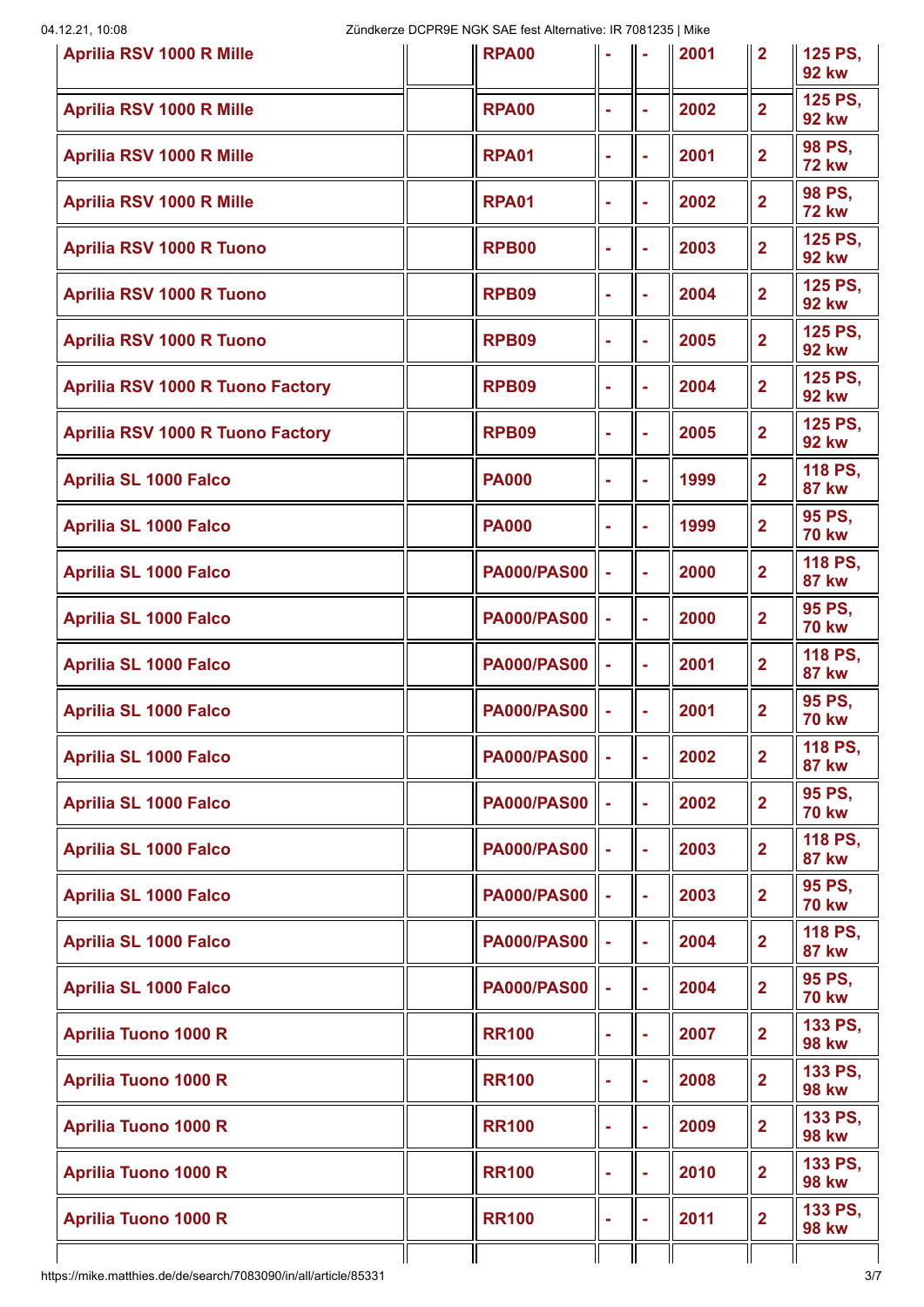| Aprilia RSV 1000 R Mille | | RPA00 | - | - | 2001 | 2 | 125 PS, 92 kw |
|---|---|---|---|---|---|---|---|
| Aprilia RSV 1000 R Mille | | RPA00 | - | - | 2002 | 2 | 125 PS, 92 kw |
| Aprilia RSV 1000 R Mille | | RPA01 | - | - | 2001 | 2 | 98 PS, 72 kw |
| Aprilia RSV 1000 R Mille | | RPA01 | - | - | 2002 | 2 | 98 PS, 72 kw |
| Aprilia RSV 1000 R Tuono | | RPB00 | - | - | 2003 | 2 | 125 PS, 92 kw |
| Aprilia RSV 1000 R Tuono | | RPB09 | - | - | 2004 | 2 | 125 PS, 92 kw |
| Aprilia RSV 1000 R Tuono | | RPB09 | - | - | 2005 | 2 | 125 PS, 92 kw |
| Aprilia RSV 1000 R Tuono Factory | | RPB09 | - | - | 2004 | 2 | 125 PS, 92 kw |
| Aprilia RSV 1000 R Tuono Factory | | RPB09 | - | - | 2005 | 2 | 125 PS, 92 kw |
| Aprilia SL 1000 Falco | | PA000 | - | - | 1999 | 2 | 118 PS, 87 kw |
| Aprilia SL 1000 Falco | | PA000 | - | - | 1999 | 2 | 95 PS, 70 kw |
| Aprilia SL 1000 Falco | | PA000/PAS00 | - | - | 2000 | 2 | 118 PS, 87 kw |
| Aprilia SL 1000 Falco | | PA000/PAS00 | - | - | 2000 | 2 | 95 PS, 70 kw |
| Aprilia SL 1000 Falco | | PA000/PAS00 | - | - | 2001 | 2 | 118 PS, 87 kw |
| Aprilia SL 1000 Falco | | PA000/PAS00 | - | - | 2001 | 2 | 95 PS, 70 kw |
| Aprilia SL 1000 Falco | | PA000/PAS00 | - | - | 2002 | 2 | 118 PS, 87 kw |
| Aprilia SL 1000 Falco | | PA000/PAS00 | - | - | 2002 | 2 | 95 PS, 70 kw |
| Aprilia SL 1000 Falco | | PA000/PAS00 | - | - | 2003 | 2 | 118 PS, 87 kw |
| Aprilia SL 1000 Falco | | PA000/PAS00 | - | - | 2003 | 2 | 95 PS, 70 kw |
| Aprilia SL 1000 Falco | | PA000/PAS00 | - | - | 2004 | 2 | 118 PS, 87 kw |
| Aprilia SL 1000 Falco | | PA000/PAS00 | - | - | 2004 | 2 | 95 PS, 70 kw |
| Aprilia Tuono 1000 R | | RR100 | - | - | 2007 | 2 | 133 PS, 98 kw |
| Aprilia Tuono 1000 R | | RR100 | - | - | 2008 | 2 | 133 PS, 98 kw |
| Aprilia Tuono 1000 R | | RR100 | - | - | 2009 | 2 | 133 PS, 98 kw |
| Aprilia Tuono 1000 R | | RR100 | - | - | 2010 | 2 | 133 PS, 98 kw |
| Aprilia Tuono 1000 R | | RR100 | - | - | 2011 | 2 | 133 PS, 98 kw |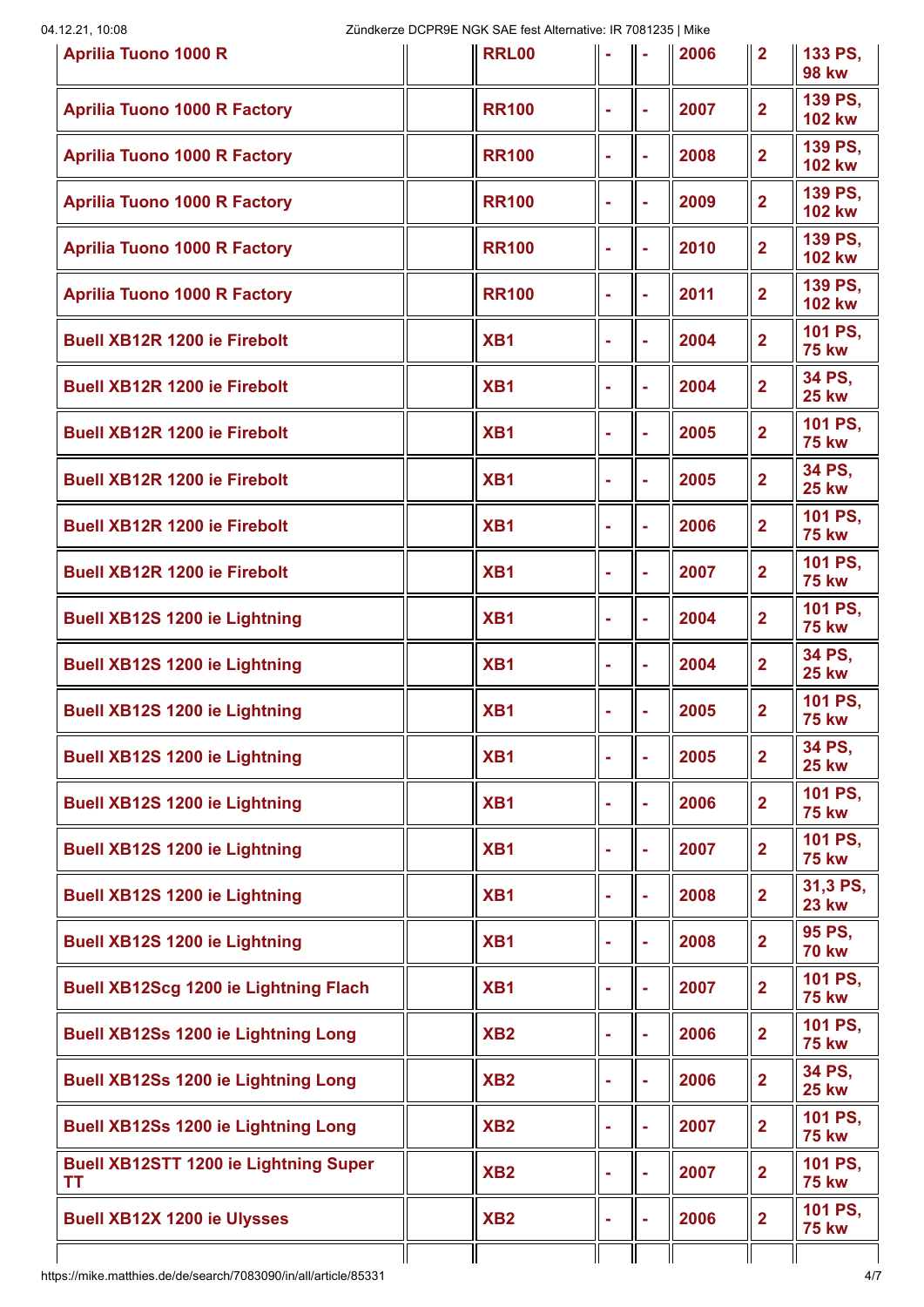| | | | | | | | |
|---|---|---|---|---|---|---|---|
| **Aprilia Tuono 1000 R** | | **RRL00** | - | - | **2006** | **2** | **133 PS, 98 kw** |
| **Aprilia Tuono 1000 R Factory** | | **RR100** | - | - | **2007** | **2** | **139 PS, 102 kw** |
| **Aprilia Tuono 1000 R Factory** | | **RR100** | - | - | **2008** | **2** | **139 PS, 102 kw** |
| **Aprilia Tuono 1000 R Factory** | | **RR100** | - | - | **2009** | **2** | **139 PS, 102 kw** |
| **Aprilia Tuono 1000 R Factory** | | **RR100** | - | - | **2010** | **2** | **139 PS, 102 kw** |
| **Aprilia Tuono 1000 R Factory** | | **RR100** | - | - | **2011** | **2** | **139 PS, 102 kw** |
| **Buell XB12R 1200 ie Firebolt** | | **XB1** | - | - | **2004** | **2** | **101 PS, 75 kw** |
| **Buell XB12R 1200 ie Firebolt** | | **XB1** | - | - | **2004** | **2** | **34 PS, 25 kw** |
| **Buell XB12R 1200 ie Firebolt** | | **XB1** | - | - | **2005** | **2** | **101 PS, 75 kw** |
| **Buell XB12R 1200 ie Firebolt** | | **XB1** | - | - | **2005** | **2** | **34 PS, 25 kw** |
| **Buell XB12R 1200 ie Firebolt** | | **XB1** | - | - | **2006** | **2** | **101 PS, 75 kw** |
| **Buell XB12R 1200 ie Firebolt** | | **XB1** | - | - | **2007** | **2** | **101 PS, 75 kw** |
| **Buell XB12S 1200 ie Lightning** | | **XB1** | - | - | **2004** | **2** | **101 PS, 75 kw** |
| **Buell XB12S 1200 ie Lightning** | | **XB1** | - | - | **2004** | **2** | **34 PS, 25 kw** |
| **Buell XB12S 1200 ie Lightning** | | **XB1** | - | - | **2005** | **2** | **101 PS, 75 kw** |
| **Buell XB12S 1200 ie Lightning** | | **XB1** | - | - | **2005** | **2** | **34 PS, 25 kw** |
| **Buell XB12S 1200 ie Lightning** | | **XB1** | - | - | **2006** | **2** | **101 PS, 75 kw** |
| **Buell XB12S 1200 ie Lightning** | | **XB1** | - | - | **2007** | **2** | **101 PS, 75 kw** |
| **Buell XB12S 1200 ie Lightning** | | **XB1** | - | - | **2008** | **2** | **31,3 PS, 23 kw** |
| **Buell XB12S 1200 ie Lightning** | | **XB1** | - | - | **2008** | **2** | **95 PS, 70 kw** |
| **Buell XB12Scg 1200 ie Lightning Flach** | | **XB1** | - | - | **2007** | **2** | **101 PS, 75 kw** |
| **Buell XB12Ss 1200 ie Lightning Long** | | **XB2** | - | - | **2006** | **2** | **101 PS, 75 kw** |
| **Buell XB12Ss 1200 ie Lightning Long** | | **XB2** | - | - | **2006** | **2** | **34 PS, 25 kw** |
| **Buell XB12Ss 1200 ie Lightning Long** | | **XB2** | - | - | **2007** | **2** | **101 PS, 75 kw** |
| **Buell XB12STT 1200 ie Lightning Super TT** | | **XB2** | - | - | **2007** | **2** | **101 PS, 75 kw** |
| **Buell XB12X 1200 ie Ulysses** | | **XB2** | - | - | **2006** | **2** | **101 PS, 75 kw** |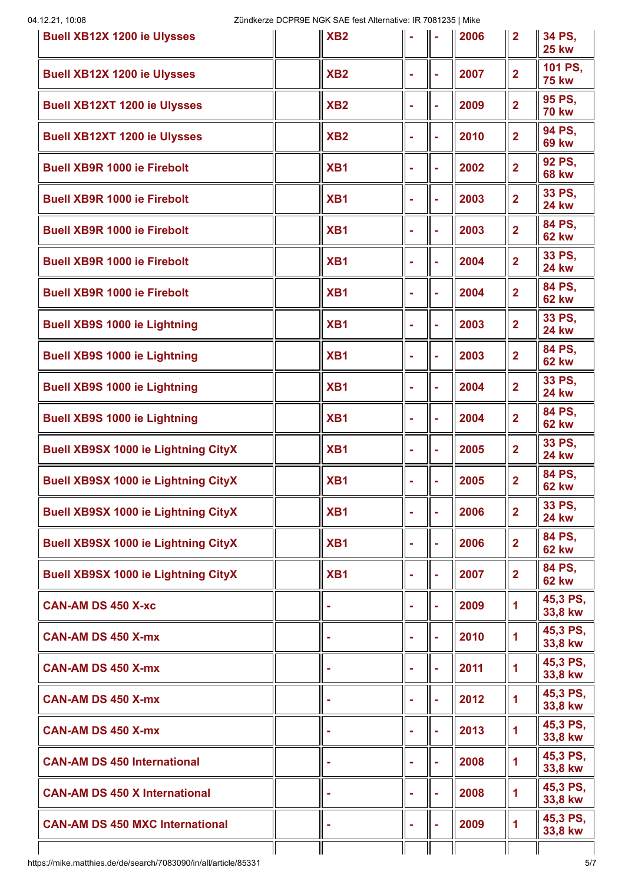| | | | | | | | |
|---|---|---|---|---|---|---|---|
| Buell XB12X 1200 ie Ulysses | | XB2 | - | - | 2006 | 2 | 34 PS, 25 kw |
| Buell XB12X 1200 ie Ulysses | | XB2 | - | - | 2007 | 2 | 101 PS, 75 kw |
| Buell XB12XT 1200 ie Ulysses | | XB2 | - | - | 2009 | 2 | 95 PS, 70 kw |
| Buell XB12XT 1200 ie Ulysses | | XB2 | - | - | 2010 | 2 | 94 PS, 69 kw |
| Buell XB9R 1000 ie Firebolt | | XB1 | - | - | 2002 | 2 | 92 PS, 68 kw |
| Buell XB9R 1000 ie Firebolt | | XB1 | - | - | 2003 | 2 | 33 PS, 24 kw |
| Buell XB9R 1000 ie Firebolt | | XB1 | - | - | 2003 | 2 | 84 PS, 62 kw |
| Buell XB9R 1000 ie Firebolt | | XB1 | - | - | 2004 | 2 | 33 PS, 24 kw |
| Buell XB9R 1000 ie Firebolt | | XB1 | - | - | 2004 | 2 | 84 PS, 62 kw |
| Buell XB9S 1000 ie Lightning | | XB1 | - | - | 2003 | 2 | 33 PS, 24 kw |
| Buell XB9S 1000 ie Lightning | | XB1 | - | - | 2003 | 2 | 84 PS, 62 kw |
| Buell XB9S 1000 ie Lightning | | XB1 | - | - | 2004 | 2 | 33 PS, 24 kw |
| Buell XB9S 1000 ie Lightning | | XB1 | - | - | 2004 | 2 | 84 PS, 62 kw |
| Buell XB9SX 1000 ie Lightning CityX | | XB1 | - | - | 2005 | 2 | 33 PS, 24 kw |
| Buell XB9SX 1000 ie Lightning CityX | | XB1 | - | - | 2005 | 2 | 84 PS, 62 kw |
| Buell XB9SX 1000 ie Lightning CityX | | XB1 | - | - | 2006 | 2 | 33 PS, 24 kw |
| Buell XB9SX 1000 ie Lightning CityX | | XB1 | - | - | 2006 | 2 | 84 PS, 62 kw |
| Buell XB9SX 1000 ie Lightning CityX | | XB1 | - | - | 2007 | 2 | 84 PS, 62 kw |
| CAN-AM DS 450 X-xc | | - | - | - | 2009 | 1 | 45,3 PS, 33,8 kw |
| CAN-AM DS 450 X-mx | | - | - | - | 2010 | 1 | 45,3 PS, 33,8 kw |
| CAN-AM DS 450 X-mx | | - | - | - | 2011 | 1 | 45,3 PS, 33,8 kw |
| CAN-AM DS 450 X-mx | | - | - | - | 2012 | 1 | 45,3 PS, 33,8 kw |
| CAN-AM DS 450 X-mx | | - | - | - | 2013 | 1 | 45,3 PS, 33,8 kw |
| CAN-AM DS 450 International | | - | - | - | 2008 | 1 | 45,3 PS, 33,8 kw |
| CAN-AM DS 450 X International | | - | - | - | 2008 | 1 | 45,3 PS, 33,8 kw |
| CAN-AM DS 450 MXC International | | - | - | - | 2009 | 1 | 45,3 PS, 33,8 kw |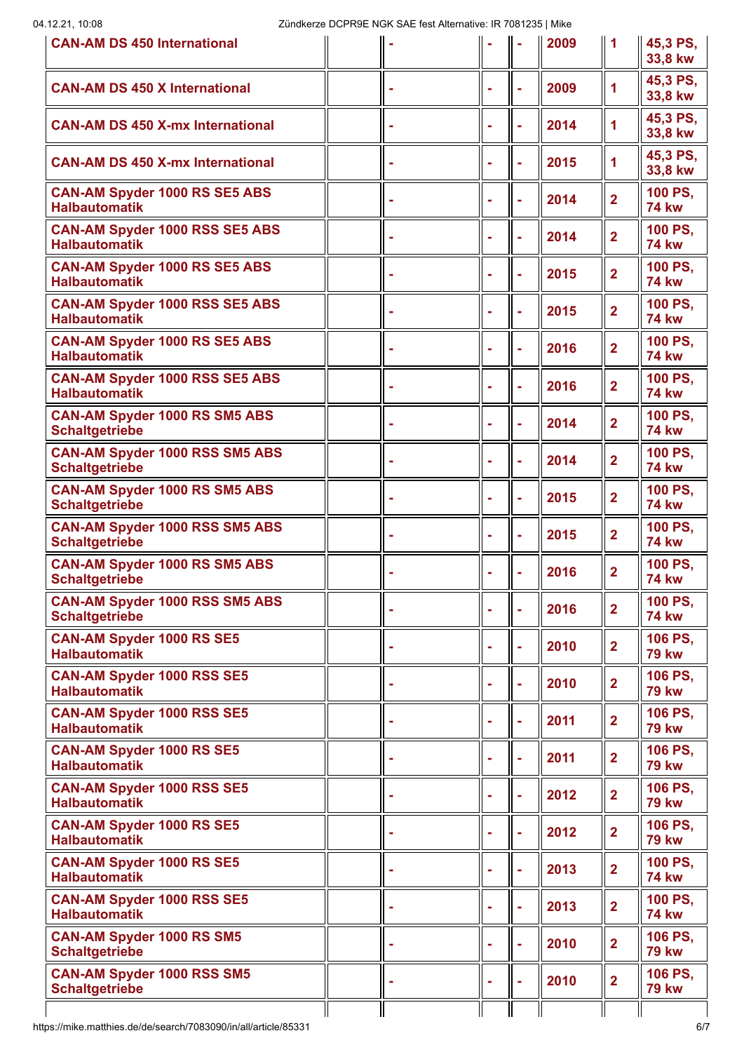| | | | | | | | |
|---|---|---|---|---|---|---|---|
| **CAN-AM DS 450 International** | | - | - | - | 2009 | 1 | 45,3 PS, 33,8 kw |
| **CAN-AM DS 450 X International** | | - | - | - | 2009 | 1 | 45,3 PS, 33,8 kw |
| **CAN-AM DS 450 X-mx International** | | - | - | - | 2014 | 1 | 45,3 PS, 33,8 kw |
| **CAN-AM DS 450 X-mx International** | | - | - | - | 2015 | 1 | 45,3 PS, 33,8 kw |
| **CAN-AM Spyder 1000 RS SE5 ABS Halbautomatik** | | - | - | - | 2014 | 2 | 100 PS, 74 kw |
| **CAN-AM Spyder 1000 RSS SE5 ABS Halbautomatik** | | - | - | - | 2014 | 2 | 100 PS, 74 kw |
| **CAN-AM Spyder 1000 RS SE5 ABS Halbautomatik** | | - | - | - | 2015 | 2 | 100 PS, 74 kw |
| **CAN-AM Spyder 1000 RSS SE5 ABS Halbautomatik** | | - | - | - | 2015 | 2 | 100 PS, 74 kw |
| **CAN-AM Spyder 1000 RS SE5 ABS Halbautomatik** | | - | - | - | 2016 | 2 | 100 PS, 74 kw |
| **CAN-AM Spyder 1000 RSS SE5 ABS Halbautomatik** | | - | - | - | 2016 | 2 | 100 PS, 74 kw |
| **CAN-AM Spyder 1000 RS SM5 ABS Schaltgetriebe** | | - | - | - | 2014 | 2 | 100 PS, 74 kw |
| **CAN-AM Spyder 1000 RSS SM5 ABS Schaltgetriebe** | | - | - | - | 2014 | 2 | 100 PS, 74 kw |
| **CAN-AM Spyder 1000 RS SM5 ABS Schaltgetriebe** | | - | - | - | 2015 | 2 | 100 PS, 74 kw |
| **CAN-AM Spyder 1000 RSS SM5 ABS Schaltgetriebe** | | - | - | - | 2015 | 2 | 100 PS, 74 kw |
| **CAN-AM Spyder 1000 RS SM5 ABS Schaltgetriebe** | | - | - | - | 2016 | 2 | 100 PS, 74 kw |
| **CAN-AM Spyder 1000 RSS SM5 ABS Schaltgetriebe** | | - | - | - | 2016 | 2 | 100 PS, 74 kw |
| **CAN-AM Spyder 1000 RS SE5 Halbautomatik** | | - | - | - | 2010 | 2 | 106 PS, 79 kw |
| **CAN-AM Spyder 1000 RSS SE5 Halbautomatik** | | - | - | - | 2010 | 2 | 106 PS, 79 kw |
| **CAN-AM Spyder 1000 RSS SE5 Halbautomatik** | | - | - | - | 2011 | 2 | 106 PS, 79 kw |
| **CAN-AM Spyder 1000 RS SE5 Halbautomatik** | | - | - | - | 2011 | 2 | 106 PS, 79 kw |
| **CAN-AM Spyder 1000 RSS SE5 Halbautomatik** | | - | - | - | 2012 | 2 | 106 PS, 79 kw |
| **CAN-AM Spyder 1000 RS SE5 Halbautomatik** | | - | - | - | 2012 | 2 | 106 PS, 79 kw |
| **CAN-AM Spyder 1000 RS SE5 Halbautomatik** | | - | - | - | 2013 | 2 | 100 PS, 74 kw |
| **CAN-AM Spyder 1000 RSS SE5 Halbautomatik** | | - | - | - | 2013 | 2 | 100 PS, 74 kw |
| **CAN-AM Spyder 1000 RS SM5 Schaltgetriebe** | | - | - | - | 2010 | 2 | 106 PS, 79 kw |
| **CAN-AM Spyder 1000 RSS SM5 Schaltgetriebe** | | - | - | - | 2010 | 2 | 106 PS, 79 kw |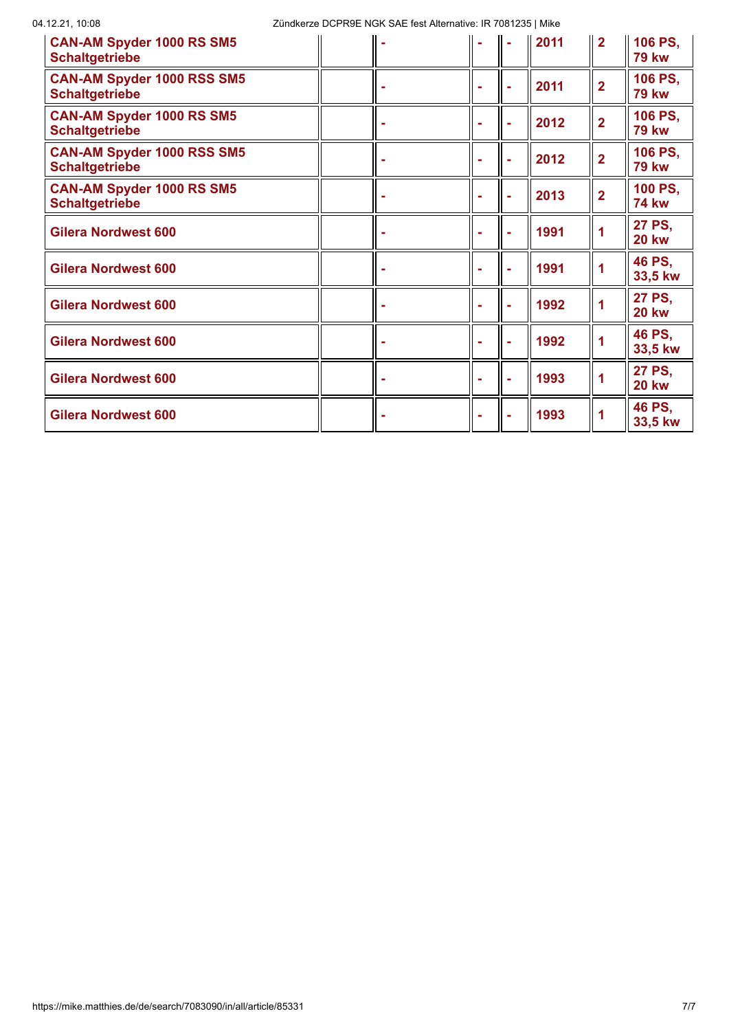| | | | | | | | |
|---|---|---|---|---|---|---|---|
| CAN-AM Spyder 1000 RS SM5 Schaltgetriebe | | - | - | - | 2011 | 2 | 106 PS, 79 kw |
| CAN-AM Spyder 1000 RSS SM5 Schaltgetriebe | | - | - | - | 2011 | 2 | 106 PS, 79 kw |
| CAN-AM Spyder 1000 RS SM5 Schaltgetriebe | | - | - | - | 2012 | 2 | 106 PS, 79 kw |
| CAN-AM Spyder 1000 RSS SM5 Schaltgetriebe | | - | - | - | 2012 | 2 | 106 PS, 79 kw |
| CAN-AM Spyder 1000 RS SM5 Schaltgetriebe | | - | - | - | 2013 | 2 | 100 PS, 74 kw |
| Gilera Nordwest 600 | | - | - | - | 1991 | 1 | 27 PS, 20 kw |
| Gilera Nordwest 600 | | - | - | - | 1991 | 1 | 46 PS, 33,5 kw |
| Gilera Nordwest 600 | | - | - | - | 1992 | 1 | 27 PS, 20 kw |
| Gilera Nordwest 600 | | - | - | - | 1992 | 1 | 46 PS, 33,5 kw |
| Gilera Nordwest 600 | | - | - | - | 1993 | 1 | 27 PS, 20 kw |
| Gilera Nordwest 600 | | - | - | - | 1993 | 1 | 46 PS, 33,5 kw |